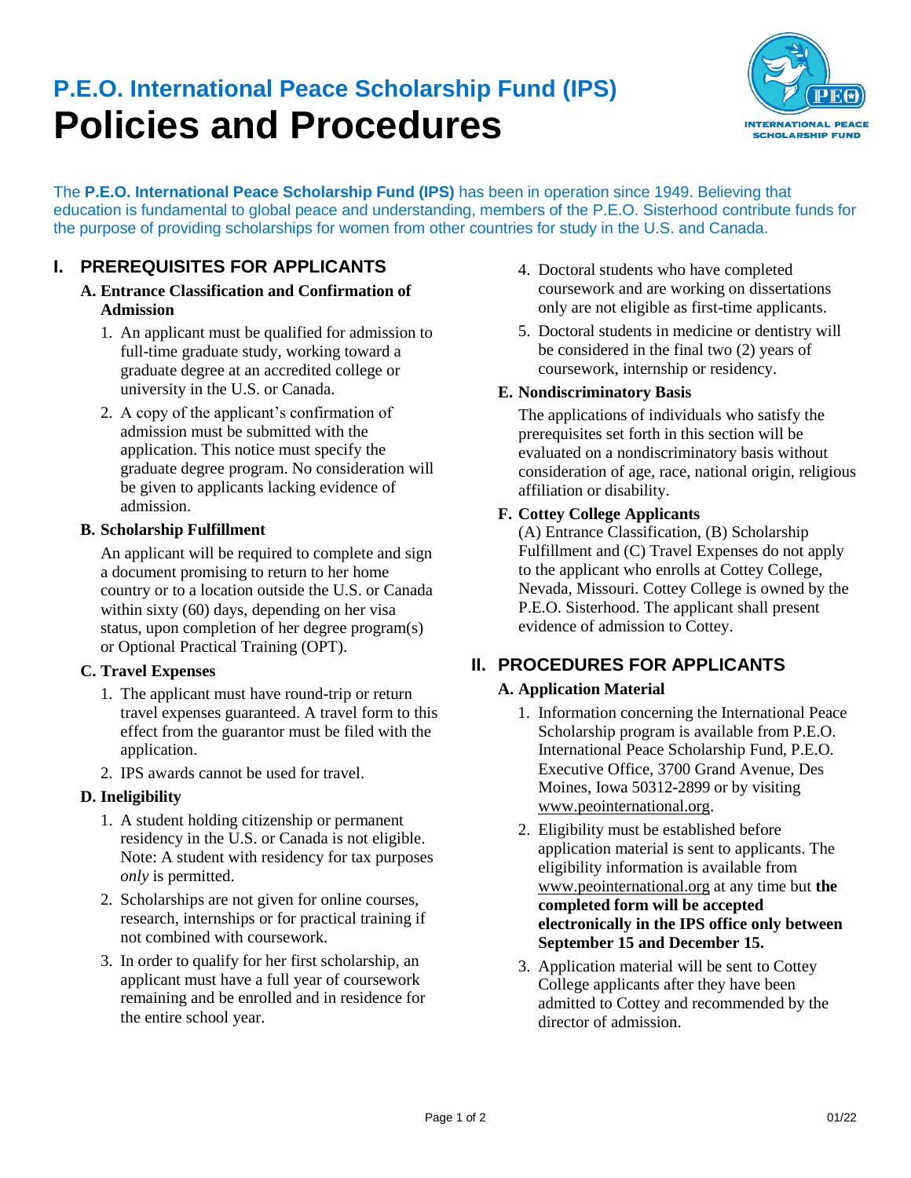## P.E.O. International Peace Scholarship Fund (IPS)

# Policies and Procedures

The **P.E.O. International Peace Scholarship Fund (IPS)** has been in operation since 1949. Believing that education is fundamental to global peace and understanding, members of the P.E.O. Sisterhood contribute funds for the purpose of providing scholarships for women from other countries for study in the U.S. and Canada.

## I. PREREQUISITES FOR APPLICANTS

### A. Entrance Classification and Confirmation of Admission

1. An applicant must be qualified for admission to full-time graduate study, working toward a graduate degree at an accredited college or university in the U.S. or Canada.
2. A copy of the applicant's confirmation of admission must be submitted with the application. This notice must specify the graduate degree program. No consideration will be given to applicants lacking evidence of admission.

### B. Scholarship Fulfillment

An applicant will be required to complete and sign a document promising to return to her home country or to a location outside the U.S. or Canada within sixty (60) days, depending on her visa status, upon completion of her degree program(s) or Optional Practical Training (OPT).

### C. Travel Expenses

1. The applicant must have round-trip or return travel expenses guaranteed. A travel form to this effect from the guarantor must be filed with the application.
2. IPS awards cannot be used for travel.

### D. Ineligibility

1. A student holding citizenship or permanent residency in the U.S. or Canada is not eligible. Note: A student with residency for tax purposes *only* is permitted.
2. Scholarships are not given for online courses, research, internships or for practical training if not combined with coursework.
3. In order to qualify for her first scholarship, an applicant must have a full year of coursework remaining and be enrolled and in residence for the entire school year.
4. Doctoral students who have completed coursework and are working on dissertations only are not eligible as first-time applicants.
5. Doctoral students in medicine or dentistry will be considered in the final two (2) years of coursework, internship or residency.

### E. Nondiscriminatory Basis

The applications of individuals who satisfy the prerequisites set forth in this section will be evaluated on a nondiscriminatory basis without consideration of age, race, national origin, religious affiliation or disability.

### F. Cottey College Applicants

(A) Entrance Classification, (B) Scholarship Fulfillment and (C) Travel Expenses do not apply to the applicant who enrolls at Cottey College, Nevada, Missouri. Cottey College is owned by the P.E.O. Sisterhood. The applicant shall present evidence of admission to Cottey.

## II. PROCEDURES FOR APPLICANTS

### A. Application Material

1. Information concerning the International Peace Scholarship program is available from P.E.O. International Peace Scholarship Fund, P.E.O. Executive Office, 3700 Grand Avenue, Des Moines, Iowa 50312-2899 or by visiting www.peointernational.org.
2. Eligibility must be established before application material is sent to applicants. The eligibility information is available from www.peointernational.org at any time but **the completed form will be accepted electronically in the IPS office only between September 15 and December 15.**
3. Application material will be sent to Cottey College applicants after they have been admitted to Cottey and recommended by the director of admission.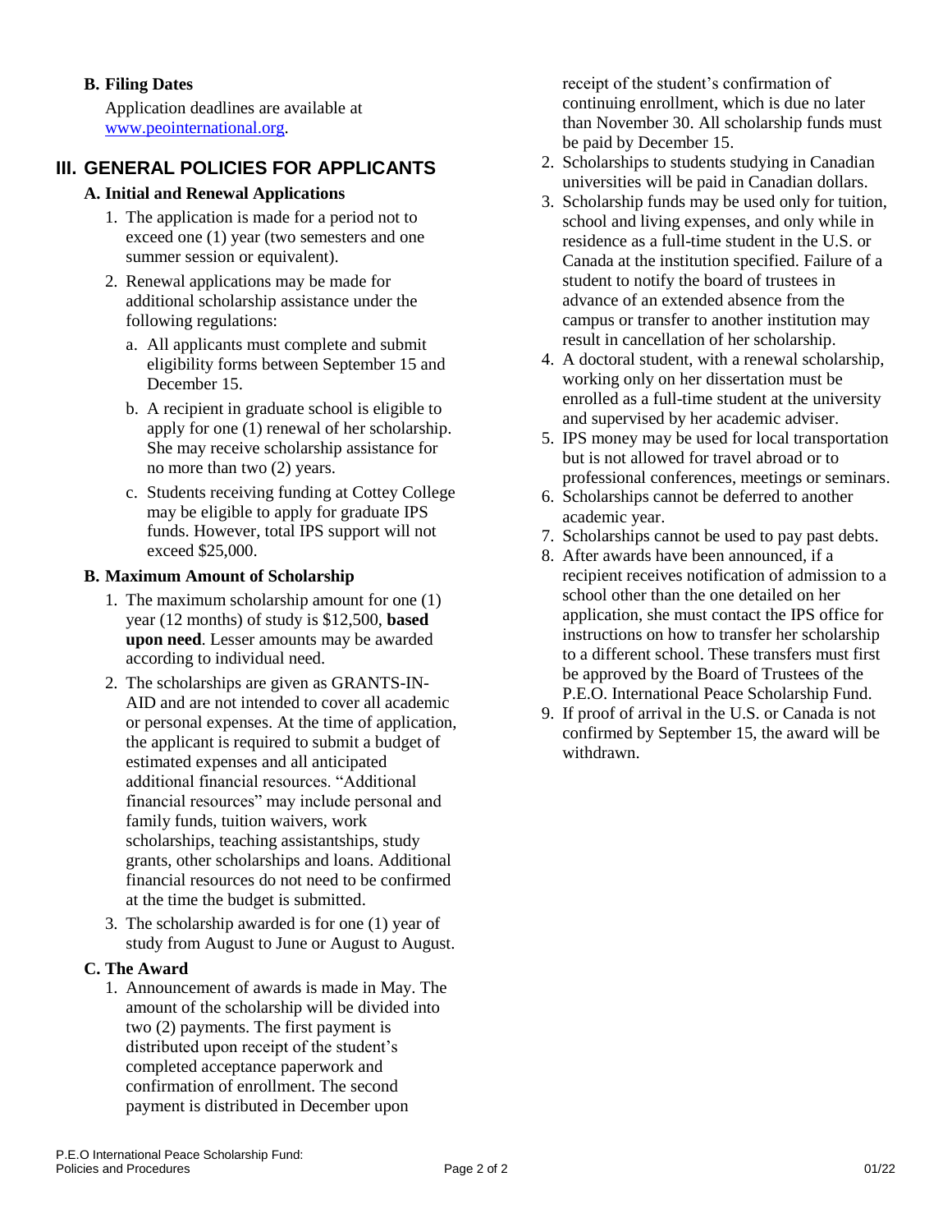**B. Filing Dates**

Application deadlines are available at [www.peointernational.org](http://www.peointernational.org).

## III. GENERAL POLICIES FOR APPLICANTS

**A. Initial and Renewal Applications**

1. The application is made for a period not to exceed one (1) year (two semesters and one summer session or equivalent).
2. Renewal applications may be made for additional scholarship assistance under the following regulations:
   a. All applicants must complete and submit eligibility forms between September 15 and December 15.
   b. A recipient in graduate school is eligible to apply for one (1) renewal of her scholarship. She may receive scholarship assistance for no more than two (2) years.
   c. Students receiving funding at Cottey College may be eligible to apply for graduate IPS funds. However, total IPS support will not exceed $25,000.

**B. Maximum Amount of Scholarship**

1. The maximum scholarship amount for one (1) year (12 months) of study is $12,500, **based upon need**. Lesser amounts may be awarded according to individual need.
2. The scholarships are given as GRANTS-IN-AID and are not intended to cover all academic or personal expenses. At the time of application, the applicant is required to submit a budget of estimated expenses and all anticipated additional financial resources. "Additional financial resources" may include personal and family funds, tuition waivers, work scholarships, teaching assistantships, study grants, other scholarships and loans. Additional financial resources do not need to be confirmed at the time the budget is submitted.
3. The scholarship awarded is for one (1) year of study from August to June or August to August.

**C. The Award**

1. Announcement of awards is made in May. The amount of the scholarship will be divided into two (2) payments. The first payment is distributed upon receipt of the student's completed acceptance paperwork and confirmation of enrollment. The second payment is distributed in December upon receipt of the student's confirmation of continuing enrollment, which is due no later than November 30. All scholarship funds must be paid by December 15.
2. Scholarships to students studying in Canadian universities will be paid in Canadian dollars.
3. Scholarship funds may be used only for tuition, school and living expenses, and only while in residence as a full-time student in the U.S. or Canada at the institution specified. Failure of a student to notify the board of trustees in advance of an extended absence from the campus or transfer to another institution may result in cancellation of her scholarship.
4. A doctoral student, with a renewal scholarship, working only on her dissertation must be enrolled as a full-time student at the university and supervised by her academic adviser.
5. IPS money may be used for local transportation but is not allowed for travel abroad or to professional conferences, meetings or seminars.
6. Scholarships cannot be deferred to another academic year.
7. Scholarships cannot be used to pay past debts.
8. After awards have been announced, if a recipient receives notification of admission to a school other than the one detailed on her application, she must contact the IPS office for instructions on how to transfer her scholarship to a different school. These transfers must first be approved by the Board of Trustees of the P.E.O. International Peace Scholarship Fund.
9. If proof of arrival in the U.S. or Canada is not confirmed by September 15, the award will be withdrawn.